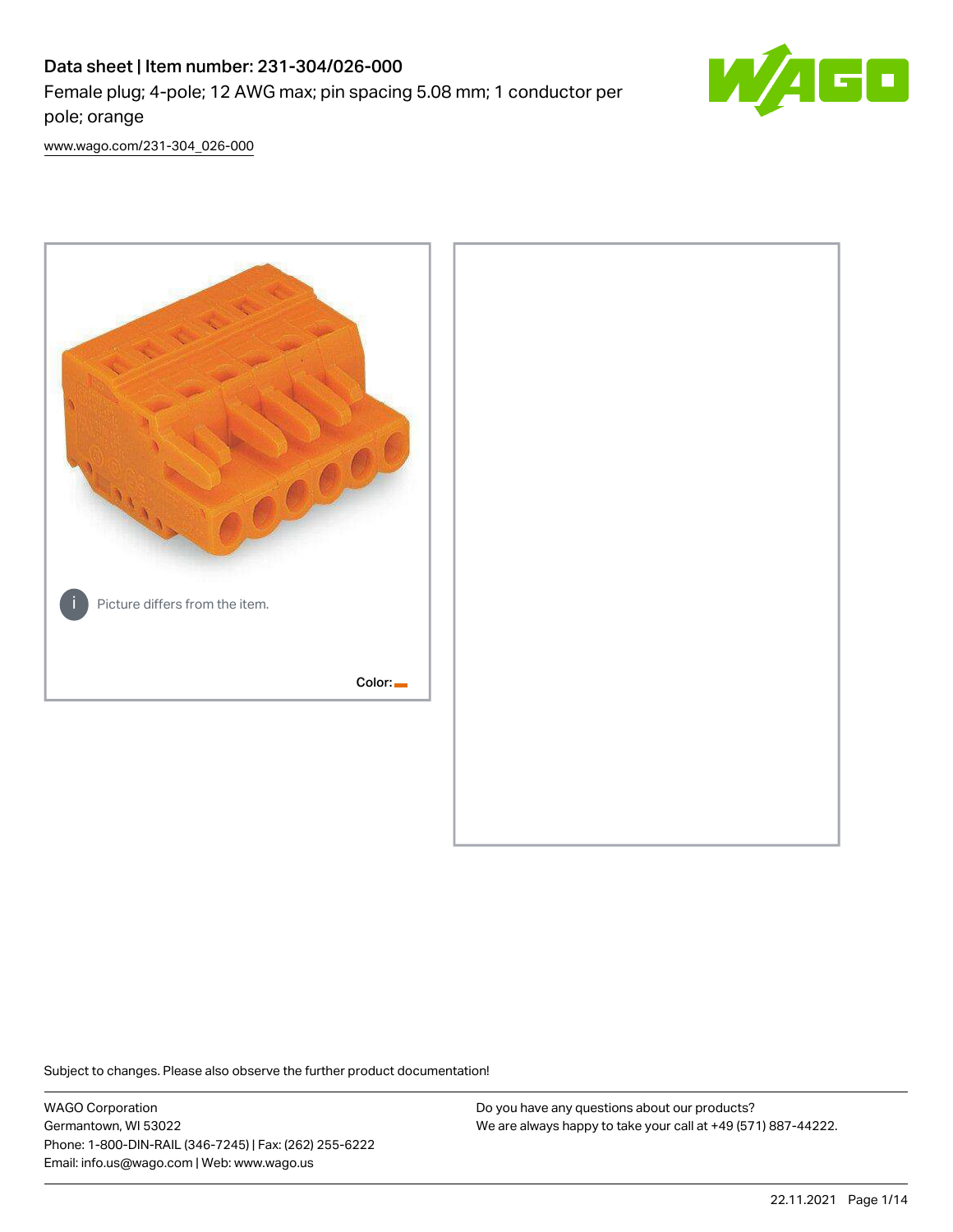# Data sheet | Item number: 231-304/026-000

Female plug; 4-pole; 12 AWG max; pin spacing 5.08 mm; 1 conductor per pole; orange

www.wago.com/231-304_026-000

Picture differs from the item.

Color:

Subject to changes. Please also observe the further product documentation!

WAGO Corporation
Germantown, WI 53022
Phone: 1-800-DIN-RAIL (346-7245) | Fax: (262) 255-6222
Email: info.us@wago.com | Web: www.wago.us

Do you have any questions about our products?
We are always happy to take your call at +49 (571) 887-44222.

22.11.2021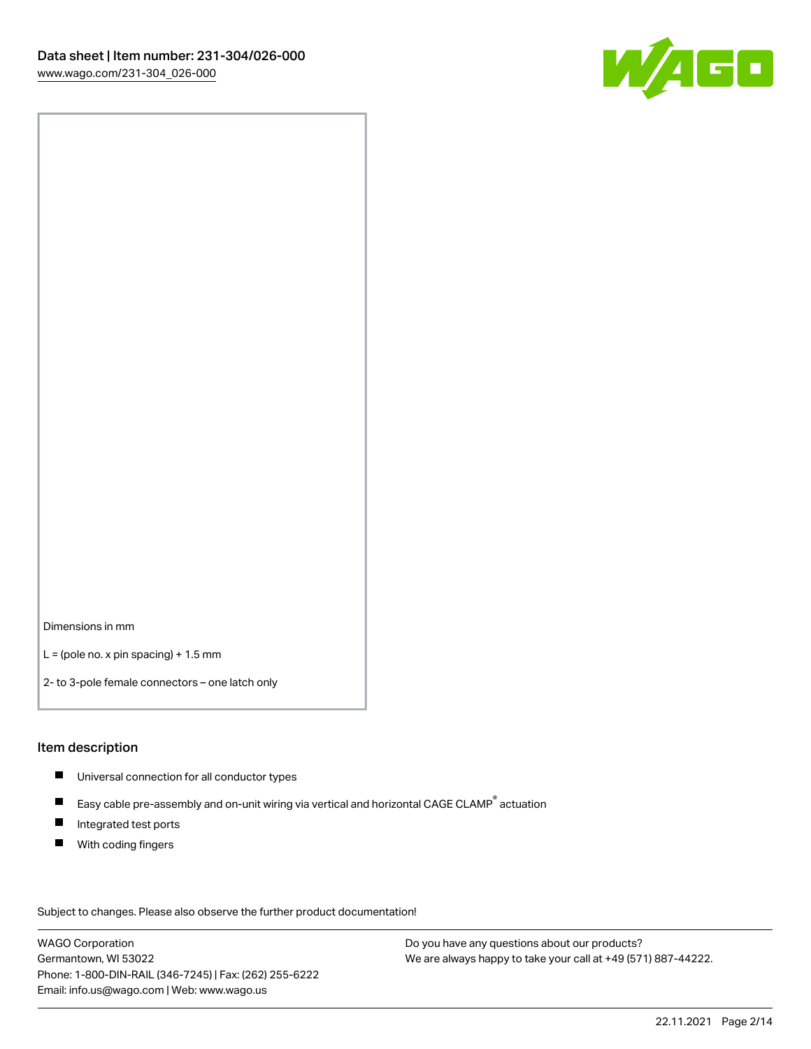Dimensions in mm

L = (pole no. x pin spacing) + 1.5 mm

2- to 3-pole female connectors – one latch only

## Item description

- Universal connection for all conductor types
- Easy cable pre-assembly and on-unit wiring via vertical and horizontal CAGE CLAMP® actuation
- Integrated test ports
- With coding fingers

Subject to changes. Please also observe the further product documentation!

WAGO Corporation
Germantown, WI 53022
Phone: 1-800-DIN-RAIL (346-7245) | Fax: (262) 255-6222
Email: info.us@wago.com | Web: www.wago.us

Do you have any questions about our products?
We are always happy to take your call at +49 (571) 887-44222.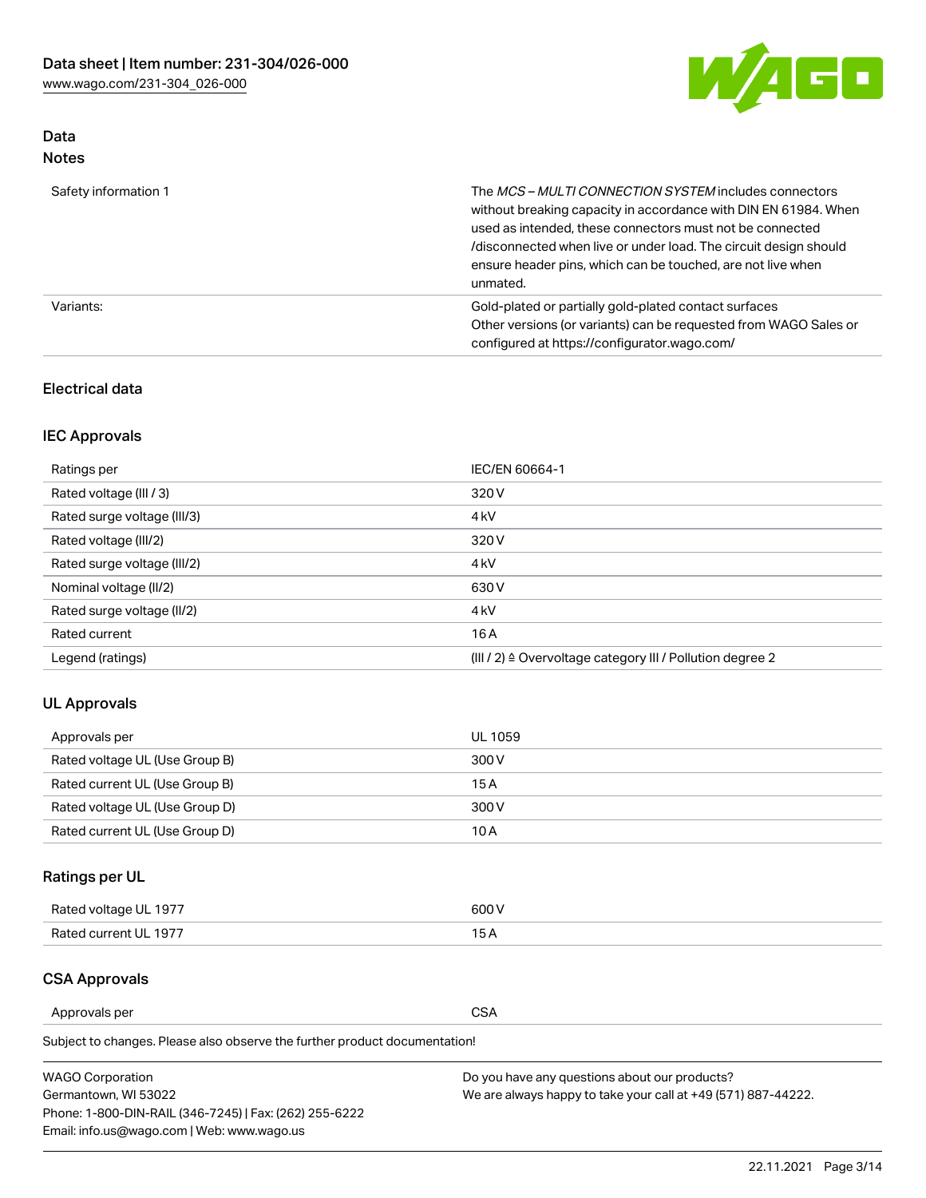## Data
### Notes

| | |
|---|---|
| Safety information 1 | The *MCS – MULTI CONNECTION SYSTEM* includes connectors without breaking capacity in accordance with DIN EN 61984. When used as intended, these connectors must not be connected /disconnected when live or under load. The circuit design should ensure header pins, which can be touched, are not live when unmated. |
| Variants: | Gold-plated or partially gold-plated contact surfaces<br>Other versions (or variants) can be requested from WAGO Sales or configured at https://configurator.wago.com/ |

### Electrical data

#### IEC Approvals

| | |
|---|---|
| Ratings per | IEC/EN 60664-1 |
| Rated voltage (III / 3) | 320 V |
| Rated surge voltage (III/3) | 4 kV |
| Rated voltage (III/2) | 320 V |
| Rated surge voltage (III/2) | 4 kV |
| Nominal voltage (II/2) | 630 V |
| Rated surge voltage (II/2) | 4 kV |
| Rated current | 16 A |
| Legend (ratings) | (III / 2) ≙ Overvoltage category III / Pollution degree 2 |

#### UL Approvals

| | |
|---|---|
| Approvals per | UL 1059 |
| Rated voltage UL (Use Group B) | 300 V |
| Rated current UL (Use Group B) | 15 A |
| Rated voltage UL (Use Group D) | 300 V |
| Rated current UL (Use Group D) | 10 A |

#### Ratings per UL

| | |
|---|---|
| Rated voltage UL 1977 | 600 V |
| Rated current UL 1977 | 15 A |

#### CSA Approvals

| | |
|---|---|
| Approvals per | CSA |

Subject to changes. Please also observe the further product documentation!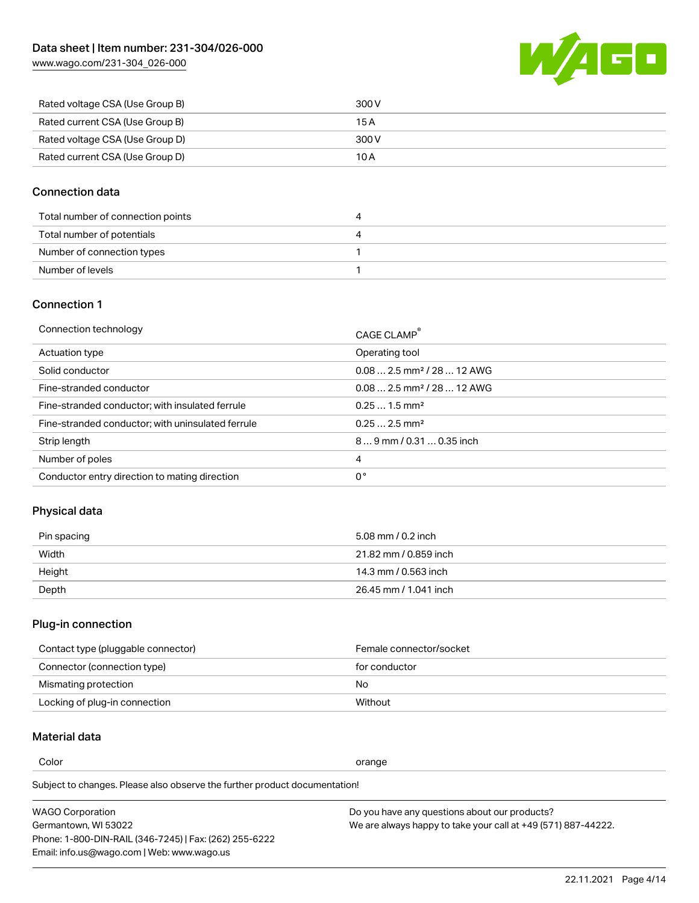| Rated voltage CSA (Use Group B) | 300 V |
| --- | --- |
| Rated current CSA (Use Group B) | 15 A |
| Rated voltage CSA (Use Group D) | 300 V |
| Rated current CSA (Use Group D) | 10 A |

## Connection data

| Total number of connection points | 4 |
| --- | --- |
| Total number of potentials | 4 |
| Number of connection types | 1 |
| Number of levels | 1 |

## Connection 1

| Connection technology | CAGE CLAMP® |
| --- | --- |
| Actuation type | Operating tool |
| Solid conductor | 0.08 … 2.5 mm² / 28 … 12 AWG |
| Fine-stranded conductor | 0.08 … 2.5 mm² / 28 … 12 AWG |
| Fine-stranded conductor; with insulated ferrule | 0.25 … 1.5 mm² |
| Fine-stranded conductor; with uninsulated ferrule | 0.25 … 2.5 mm² |
| Strip length | 8 … 9 mm / 0.31 … 0.35 inch |
| Number of poles | 4 |
| Conductor entry direction to mating direction | 0° |

## Physical data

| Pin spacing | 5.08 mm / 0.2 inch |
| --- | --- |
| Width | 21.82 mm / 0.859 inch |
| Height | 14.3 mm / 0.563 inch |
| Depth | 26.45 mm / 1.041 inch |

## Plug-in connection

| Contact type (pluggable connector) | Female connector/socket |
| --- | --- |
| Connector (connection type) | for conductor |
| Mismating protection | No |
| Locking of plug-in connection | Without |

## Material data

| Color | orange |
| --- | --- |

Subject to changes. Please also observe the further product documentation!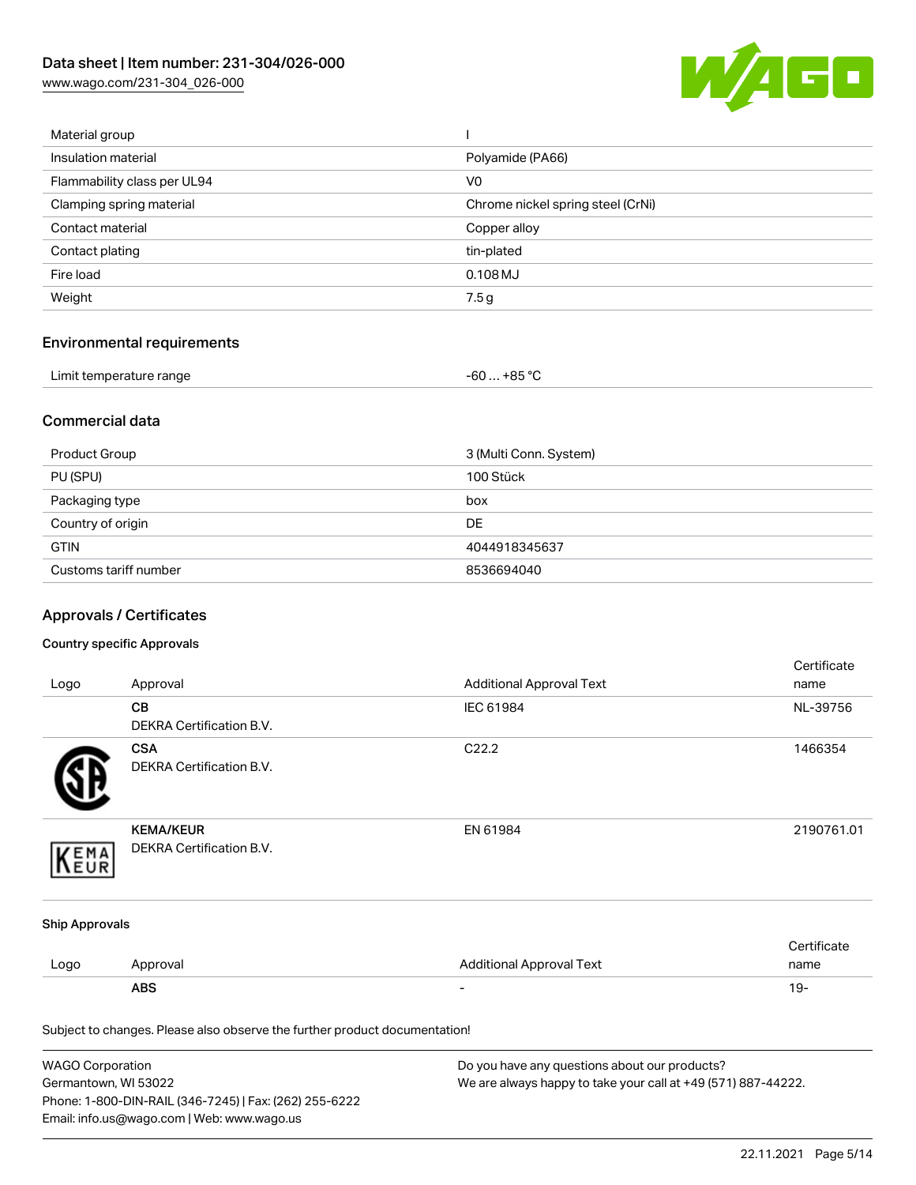| Material group | I |
| --- | --- |
| Insulation material | Polyamide (PA66) |
| Flammability class per UL94 | V0 |
| Clamping spring material | Chrome nickel spring steel (CrNi) |
| Contact material | Copper alloy |
| Contact plating | tin-plated |
| Fire load | 0.108 MJ |
| Weight | 7.5 g |

## Environmental requirements

| Limit temperature range | -60 … +85 °C |
| --- | --- |

## Commercial data

| Product Group | 3 (Multi Conn. System) |
| --- | --- |
| PU (SPU) | 100 Stück |
| Packaging type | box |
| Country of origin | DE |
| GTIN | 4044918345637 |
| Customs tariff number | 8536694040 |

## Approvals / Certificates

### Country specific Approvals

| Logo | Approval | Additional Approval Text | Certificate name |
| --- | --- | --- | --- |
| | **CB** DEKRA Certification B.V. | IEC 61984 | NL-39756 |
| | **CSA** DEKRA Certification B.V. | C22.2 | 1466354 |
| | **KEMA/KEUR** DEKRA Certification B.V. | EN 61984 | 2190761.01 |

### Ship Approvals

| Logo | Approval | Additional Approval Text | Certificate name |
| --- | --- | --- | --- |
| | **ABS** | - | 19- |

Subject to changes. Please also observe the further product documentation!

WAGO Corporation
Germantown, WI 53022
Phone: 1-800-DIN-RAIL (346-7245) | Fax: (262) 255-6222
Email: info.us@wago.com | Web: www.wago.us

Do you have any questions about our products?
We are always happy to take your call at +49 (571) 887-44222.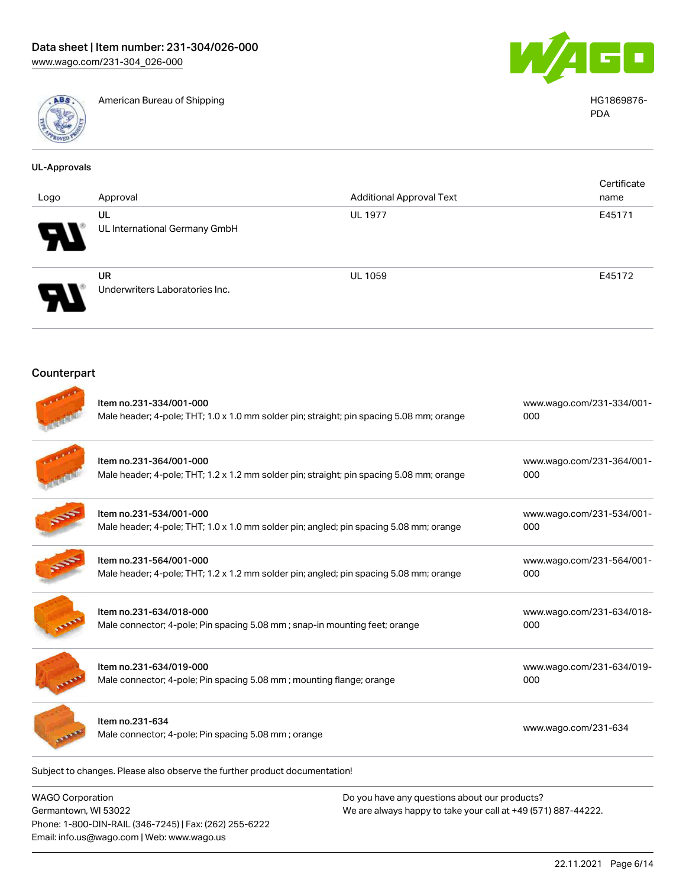| | American Bureau of Shipping | HG1869876-PDA |
|---|---|---|

### UL-Approvals

| Logo | Approval | Additional Approval Text | Certificate name |
|---|---|---|---|
| | UL<br>UL International Germany GmbH | UL 1977 | E45171 |
| | UR<br>Underwriters Laboratories Inc. | UL 1059 | E45172 |

### Counterpart

| Item | Description | Link |
|---|---|---|
| Item no.231-334/001-000 | Male header; 4-pole; THT; 1.0 x 1.0 mm solder pin; straight; pin spacing 5.08 mm; orange | www.wago.com/231-334/001-000 |
| Item no.231-364/001-000 | Male header; 4-pole; THT; 1.2 x 1.2 mm solder pin; straight; pin spacing 5.08 mm; orange | www.wago.com/231-364/001-000 |
| Item no.231-534/001-000 | Male header; 4-pole; THT; 1.0 x 1.0 mm solder pin; angled; pin spacing 5.08 mm; orange | www.wago.com/231-534/001-000 |
| Item no.231-564/001-000 | Male header; 4-pole; THT; 1.2 x 1.2 mm solder pin; angled; pin spacing 5.08 mm; orange | www.wago.com/231-564/001-000 |
| Item no.231-634/018-000 | Male connector; 4-pole; Pin spacing 5.08 mm ; snap-in mounting feet; orange | www.wago.com/231-634/018-000 |
| Item no.231-634/019-000 | Male connector; 4-pole; Pin spacing 5.08 mm ; mounting flange; orange | www.wago.com/231-634/019-000 |
| Item no.231-634 | Male connector; 4-pole; Pin spacing 5.08 mm ; orange | www.wago.com/231-634 |

Subject to changes. Please also observe the further product documentation!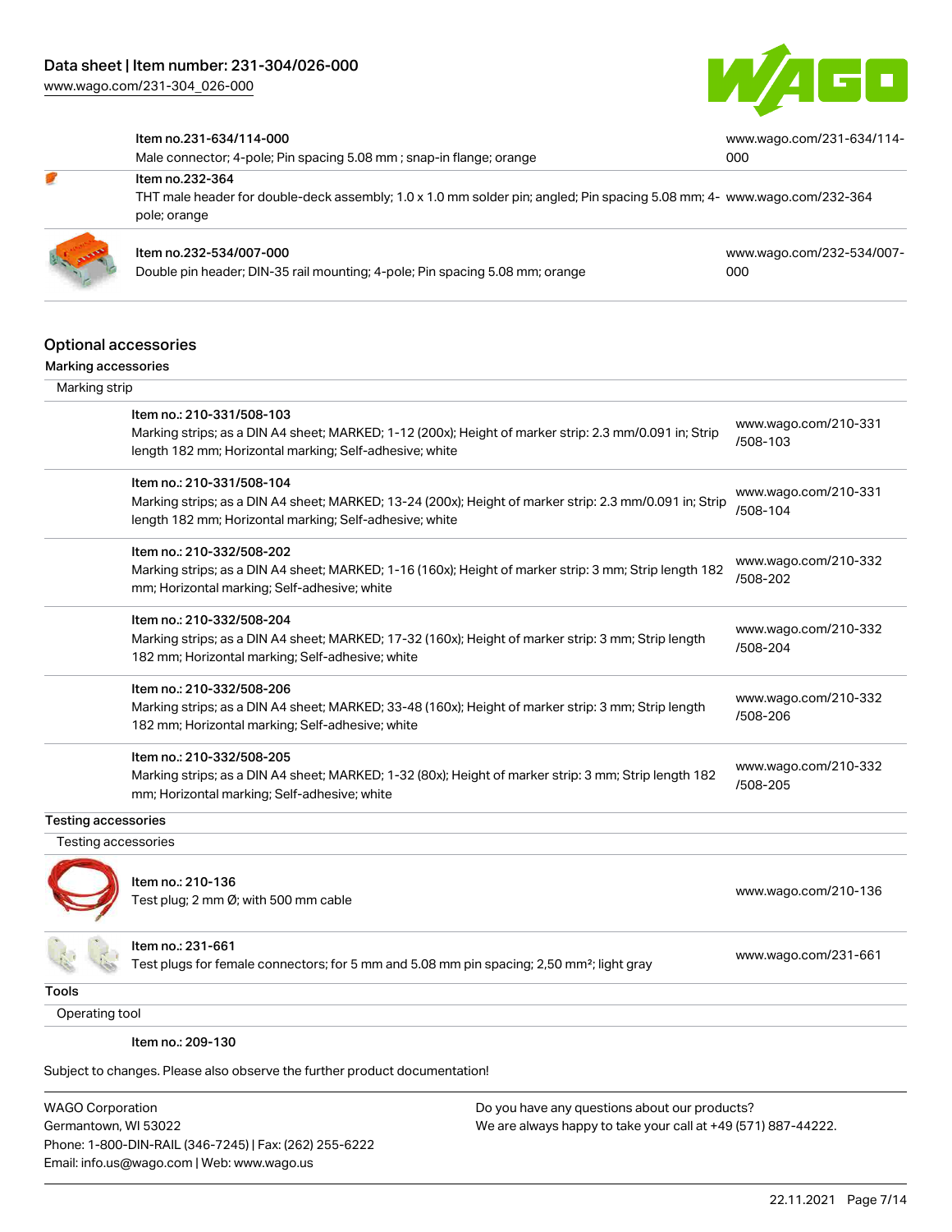| | | |
|---|---|---|
| | Item no.231-634/114-000<br>Male connector; 4-pole; Pin spacing 5.08 mm ; snap-in flange; orange | www.wago.com/231-634/114-000 |
| | Item no.232-364<br>THT male header for double-deck assembly; 1.0 x 1.0 mm solder pin; angled; Pin spacing 5.08 mm; 4-pole; orange | www.wago.com/232-364 |
| | Item no.232-534/007-000<br>Double pin header; DIN-35 rail mounting; 4-pole; Pin spacing 5.08 mm; orange | www.wago.com/232-534/007-000 |

## Optional accessories

### Marking accessories

Marking strip

| | |
|---|---|
| Item no.: 210-331/508-103<br>Marking strips; as a DIN A4 sheet; MARKED; 1-12 (200x); Height of marker strip: 2.3 mm/0.091 in; Strip length 182 mm; Horizontal marking; Self-adhesive; white | www.wago.com/210-331/508-103 |
| Item no.: 210-331/508-104<br>Marking strips; as a DIN A4 sheet; MARKED; 13-24 (200x); Height of marker strip: 2.3 mm/0.091 in; Strip length 182 mm; Horizontal marking; Self-adhesive; white | www.wago.com/210-331/508-104 |
| Item no.: 210-332/508-202<br>Marking strips; as a DIN A4 sheet; MARKED; 1-16 (160x); Height of marker strip: 3 mm; Strip length 182 mm; Horizontal marking; Self-adhesive; white | www.wago.com/210-332/508-202 |
| Item no.: 210-332/508-204<br>Marking strips; as a DIN A4 sheet; MARKED; 17-32 (160x); Height of marker strip: 3 mm; Strip length 182 mm; Horizontal marking; Self-adhesive; white | www.wago.com/210-332/508-204 |
| Item no.: 210-332/508-206<br>Marking strips; as a DIN A4 sheet; MARKED; 33-48 (160x); Height of marker strip: 3 mm; Strip length 182 mm; Horizontal marking; Self-adhesive; white | www.wago.com/210-332/508-206 |
| Item no.: 210-332/508-205<br>Marking strips; as a DIN A4 sheet; MARKED; 1-32 (80x); Height of marker strip: 3 mm; Strip length 182 mm; Horizontal marking; Self-adhesive; white | www.wago.com/210-332/508-205 |

### Testing accessories

Testing accessories

| | |
|---|---|
| Item no.: 210-136<br>Test plug; 2 mm Ø; with 500 mm cable | www.wago.com/210-136 |
| Item no.: 231-661<br>Test plugs for female connectors; for 5 mm and 5.08 mm pin spacing; 2,50 mm²; light gray | www.wago.com/231-661 |

### Tools

Operating tool

Item no.: 209-130

Subject to changes. Please also observe the further product documentation!

WAGO Corporation
Germantown, WI 53022
Phone: 1-800-DIN-RAIL (346-7245) | Fax: (262) 255-6222
Email: info.us@wago.com | Web: www.wago.us

Do you have any questions about our products?
We are always happy to take your call at +49 (571) 887-44222.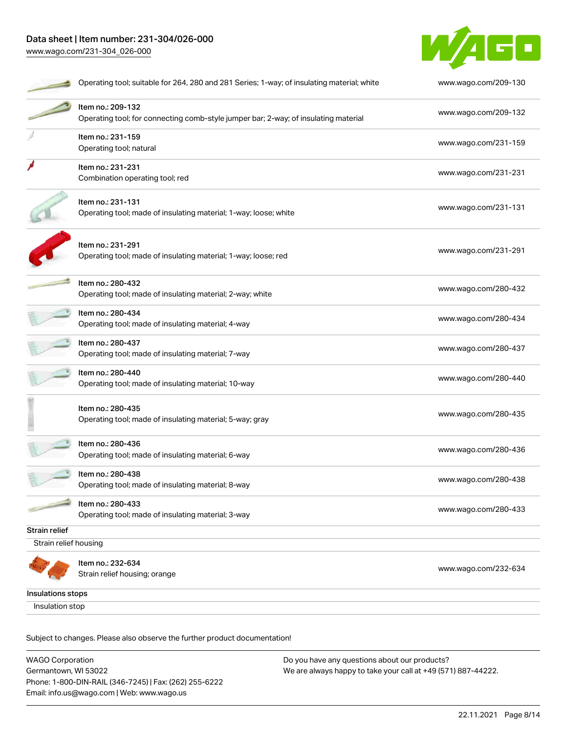| | |
|---|---|
| Operating tool; suitable for 264, 280 and 281 Series; 1-way; of insulating material; white | www.wago.com/209-130 |
| Item no.: 209-132<br>Operating tool; for connecting comb-style jumper bar; 2-way; of insulating material | www.wago.com/209-132 |
| Item no.: 231-159<br>Operating tool; natural | www.wago.com/231-159 |
| Item no.: 231-231<br>Combination operating tool; red | www.wago.com/231-231 |
| Item no.: 231-131<br>Operating tool; made of insulating material; 1-way; loose; white | www.wago.com/231-131 |
| Item no.: 231-291<br>Operating tool; made of insulating material; 1-way; loose; red | www.wago.com/231-291 |
| Item no.: 280-432<br>Operating tool; made of insulating material; 2-way; white | www.wago.com/280-432 |
| Item no.: 280-434<br>Operating tool; made of insulating material; 4-way | www.wago.com/280-434 |
| Item no.: 280-437<br>Operating tool; made of insulating material; 7-way | www.wago.com/280-437 |
| Item no.: 280-440<br>Operating tool; made of insulating material; 10-way | www.wago.com/280-440 |
| Item no.: 280-435<br>Operating tool; made of insulating material; 5-way; gray | www.wago.com/280-435 |
| Item no.: 280-436<br>Operating tool; made of insulating material; 6-way | www.wago.com/280-436 |
| Item no.: 280-438<br>Operating tool; made of insulating material; 8-way | www.wago.com/280-438 |
| Item no.: 280-433<br>Operating tool; made of insulating material; 3-way | www.wago.com/280-433 |

**Strain relief**

Strain relief housing

| | |
|---|---|
| Item no.: 232-634<br>Strain relief housing; orange | www.wago.com/232-634 |

**Insulations stops**

Insulation stop

Subject to changes. Please also observe the further product documentation!

WAGO Corporation
Germantown, WI 53022
Phone: 1-800-DIN-RAIL (346-7245) | Fax: (262) 255-6222
Email: info.us@wago.com | Web: www.wago.us

Do you have any questions about our products?
We are always happy to take your call at +49 (571) 887-44222.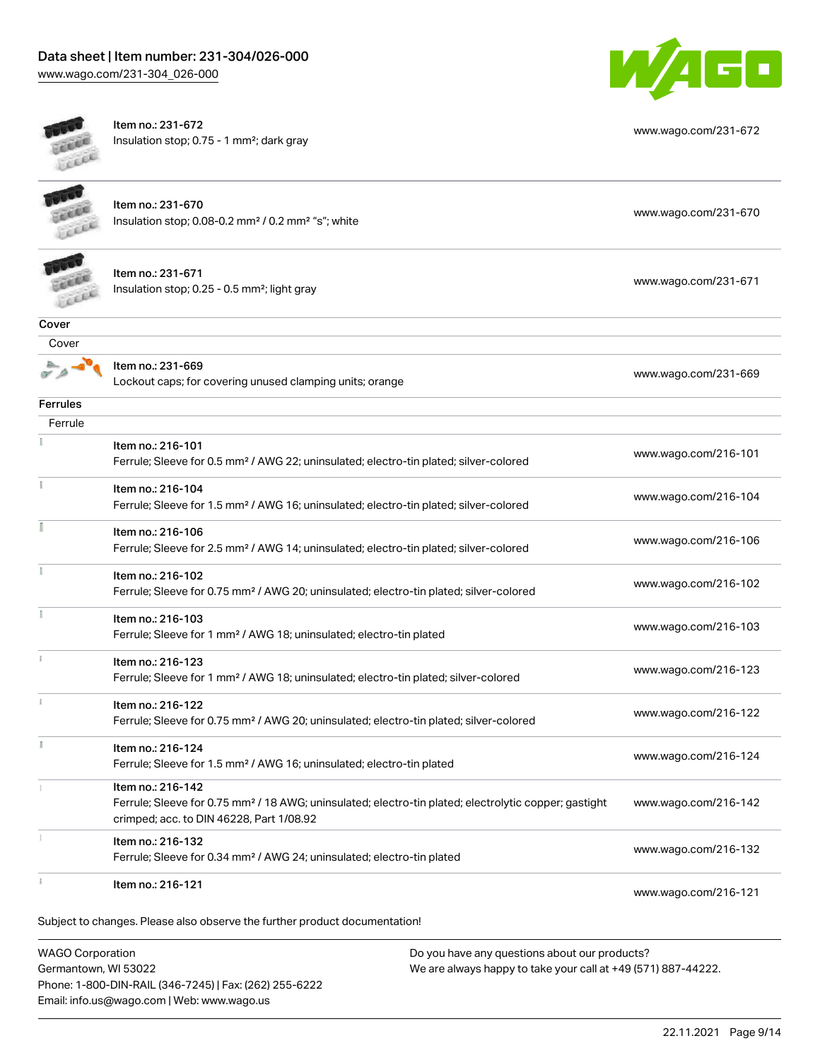| Item | URL |
| --- | --- |
| Item no.: 231-672<br>Insulation stop; 0.75 - 1 mm²; dark gray | www.wago.com/231-672 |
| Item no.: 231-670<br>Insulation stop; 0.08-0.2 mm² / 0.2 mm² "s"; white | www.wago.com/231-670 |
| Item no.: 231-671<br>Insulation stop; 0.25 - 0.5 mm²; light gray | www.wago.com/231-671 |

**Cover**

Cover

| Item | URL |
| --- | --- |
| Item no.: 231-669<br>Lockout caps; for covering unused clamping units; orange | www.wago.com/231-669 |

**Ferrules**

Ferrule

| Item | URL |
| --- | --- |
| Item no.: 216-101<br>Ferrule; Sleeve for 0.5 mm² / AWG 22; uninsulated; electro-tin plated; silver-colored | www.wago.com/216-101 |
| Item no.: 216-104<br>Ferrule; Sleeve for 1.5 mm² / AWG 16; uninsulated; electro-tin plated; silver-colored | www.wago.com/216-104 |
| Item no.: 216-106<br>Ferrule; Sleeve for 2.5 mm² / AWG 14; uninsulated; electro-tin plated; silver-colored | www.wago.com/216-106 |
| Item no.: 216-102<br>Ferrule; Sleeve for 0.75 mm² / AWG 20; uninsulated; electro-tin plated; silver-colored | www.wago.com/216-102 |
| Item no.: 216-103<br>Ferrule; Sleeve for 1 mm² / AWG 18; uninsulated; electro-tin plated | www.wago.com/216-103 |
| Item no.: 216-123<br>Ferrule; Sleeve for 1 mm² / AWG 18; uninsulated; electro-tin plated; silver-colored | www.wago.com/216-123 |
| Item no.: 216-122<br>Ferrule; Sleeve for 0.75 mm² / AWG 20; uninsulated; electro-tin plated; silver-colored | www.wago.com/216-122 |
| Item no.: 216-124<br>Ferrule; Sleeve for 1.5 mm² / AWG 16; uninsulated; electro-tin plated | www.wago.com/216-124 |
| Item no.: 216-142<br>Ferrule; Sleeve for 0.75 mm² / 18 AWG; uninsulated; electro-tin plated; electrolytic copper; gastight crimped; acc. to DIN 46228, Part 1/08.92 | www.wago.com/216-142 |
| Item no.: 216-132<br>Ferrule; Sleeve for 0.34 mm² / AWG 24; uninsulated; electro-tin plated | www.wago.com/216-132 |
| Item no.: 216-121 | www.wago.com/216-121 |

Subject to changes. Please also observe the further product documentation!

WAGO Corporation
Germantown, WI 53022
Phone: 1-800-DIN-RAIL (346-7245) | Fax: (262) 255-6222
Email: info.us@wago.com | Web: www.wago.us

Do you have any questions about our products?
We are always happy to take your call at +49 (571) 887-44222.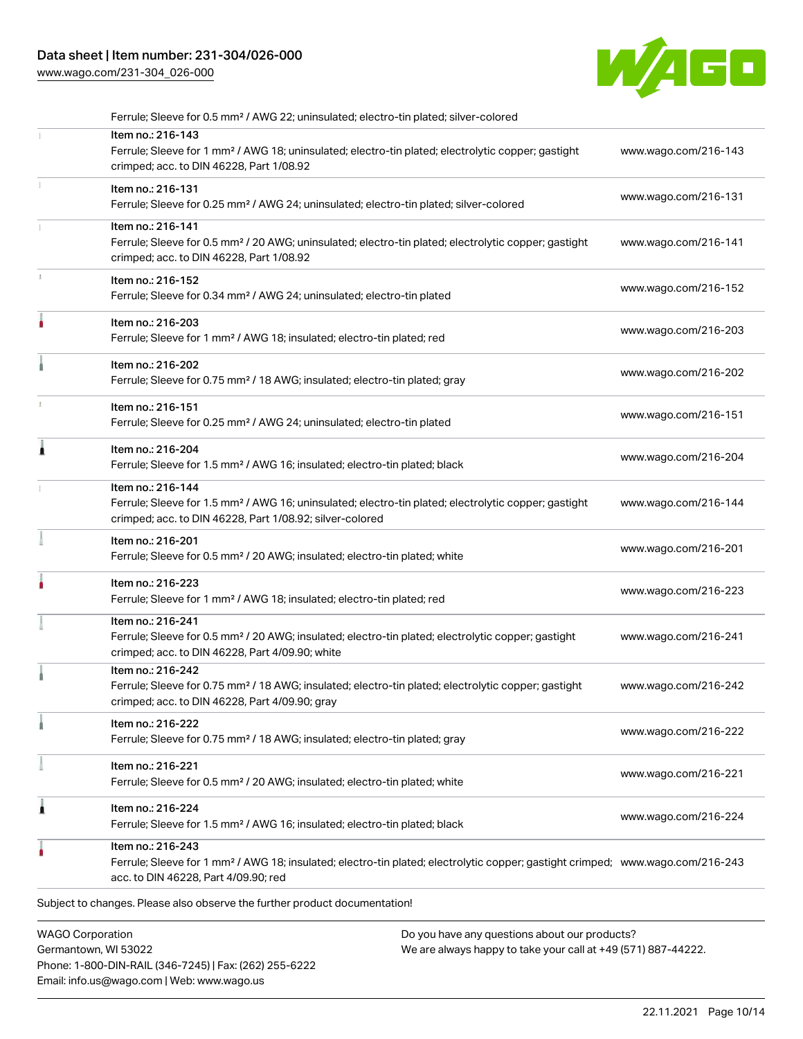Ferrule; Sleeve for 0.5 mm² / AWG 22; uninsulated; electro-tin plated; silver-colored

| | | |
|---|---|---|
| | Item no.: 216-143<br>Ferrule; Sleeve for 1 mm² / AWG 18; uninsulated; electro-tin plated; electrolytic copper; gastight crimped; acc. to DIN 46228, Part 1/08.92 | www.wago.com/216-143 |
| | Item no.: 216-131<br>Ferrule; Sleeve for 0.25 mm² / AWG 24; uninsulated; electro-tin plated; silver-colored | www.wago.com/216-131 |
| | Item no.: 216-141<br>Ferrule; Sleeve for 0.5 mm² / 20 AWG; uninsulated; electro-tin plated; electrolytic copper; gastight crimped; acc. to DIN 46228, Part 1/08.92 | www.wago.com/216-141 |
| | Item no.: 216-152<br>Ferrule; Sleeve for 0.34 mm² / AWG 24; uninsulated; electro-tin plated | www.wago.com/216-152 |
| | Item no.: 216-203<br>Ferrule; Sleeve for 1 mm² / AWG 18; insulated; electro-tin plated; red | www.wago.com/216-203 |
| | Item no.: 216-202<br>Ferrule; Sleeve for 0.75 mm² / 18 AWG; insulated; electro-tin plated; gray | www.wago.com/216-202 |
| | Item no.: 216-151<br>Ferrule; Sleeve for 0.25 mm² / AWG 24; uninsulated; electro-tin plated | www.wago.com/216-151 |
| | Item no.: 216-204<br>Ferrule; Sleeve for 1.5 mm² / AWG 16; insulated; electro-tin plated; black | www.wago.com/216-204 |
| | Item no.: 216-144<br>Ferrule; Sleeve for 1.5 mm² / AWG 16; uninsulated; electro-tin plated; electrolytic copper; gastight crimped; acc. to DIN 46228, Part 1/08.92; silver-colored | www.wago.com/216-144 |
| | Item no.: 216-201<br>Ferrule; Sleeve for 0.5 mm² / 20 AWG; insulated; electro-tin plated; white | www.wago.com/216-201 |
| | Item no.: 216-223<br>Ferrule; Sleeve for 1 mm² / AWG 18; insulated; electro-tin plated; red | www.wago.com/216-223 |
| | Item no.: 216-241<br>Ferrule; Sleeve for 0.5 mm² / 20 AWG; insulated; electro-tin plated; electrolytic copper; gastight crimped; acc. to DIN 46228, Part 4/09.90; white | www.wago.com/216-241 |
| | Item no.: 216-242<br>Ferrule; Sleeve for 0.75 mm² / 18 AWG; insulated; electro-tin plated; electrolytic copper; gastight crimped; acc. to DIN 46228, Part 4/09.90; gray | www.wago.com/216-242 |
| | Item no.: 216-222<br>Ferrule; Sleeve for 0.75 mm² / 18 AWG; insulated; electro-tin plated; gray | www.wago.com/216-222 |
| | Item no.: 216-221<br>Ferrule; Sleeve for 0.5 mm² / 20 AWG; insulated; electro-tin plated; white | www.wago.com/216-221 |
| | Item no.: 216-224<br>Ferrule; Sleeve for 1.5 mm² / AWG 16; insulated; electro-tin plated; black | www.wago.com/216-224 |
| | Item no.: 216-243<br>Ferrule; Sleeve for 1 mm² / AWG 18; insulated; electro-tin plated; electrolytic copper; gastight crimped; acc. to DIN 46228, Part 4/09.90; red | www.wago.com/216-243 |

Subject to changes. Please also observe the further product documentation!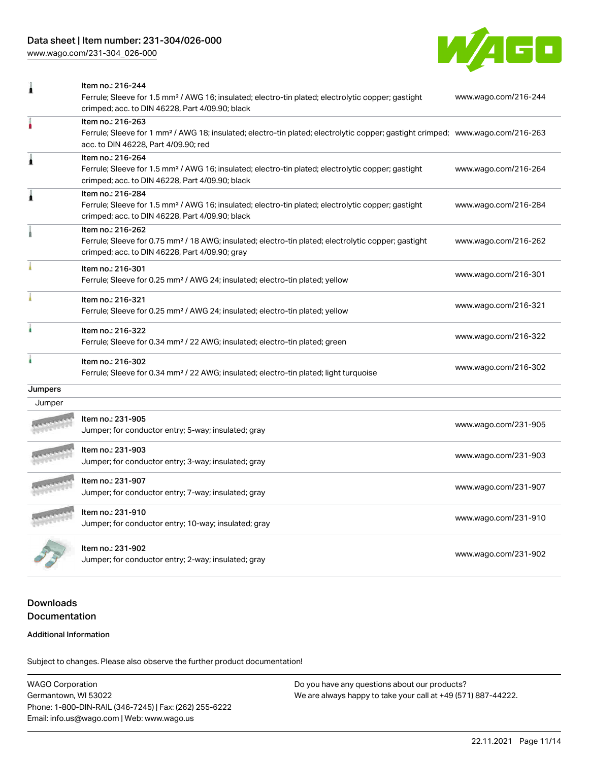| Item | Description | Link |
|---|---|---|
| Item no.: 216-244 | Ferrule; Sleeve for 1.5 mm² / AWG 16; insulated; electro-tin plated; electrolytic copper; gastight crimped; acc. to DIN 46228, Part 4/09.90; black | www.wago.com/216-244 |
| Item no.: 216-263 | Ferrule; Sleeve for 1 mm² / AWG 18; insulated; electro-tin plated; electrolytic copper; gastight crimped; acc. to DIN 46228, Part 4/09.90; red | www.wago.com/216-263 |
| Item no.: 216-264 | Ferrule; Sleeve for 1.5 mm² / AWG 16; insulated; electro-tin plated; electrolytic copper; gastight crimped; acc. to DIN 46228, Part 4/09.90; black | www.wago.com/216-264 |
| Item no.: 216-284 | Ferrule; Sleeve for 1.5 mm² / AWG 16; insulated; electro-tin plated; electrolytic copper; gastight crimped; acc. to DIN 46228, Part 4/09.90; black | www.wago.com/216-284 |
| Item no.: 216-262 | Ferrule; Sleeve for 0.75 mm² / 18 AWG; insulated; electro-tin plated; electrolytic copper; gastight crimped; acc. to DIN 46228, Part 4/09.90; gray | www.wago.com/216-262 |
| Item no.: 216-301 | Ferrule; Sleeve for 0.25 mm² / AWG 24; insulated; electro-tin plated; yellow | www.wago.com/216-301 |
| Item no.: 216-321 | Ferrule; Sleeve for 0.25 mm² / AWG 24; insulated; electro-tin plated; yellow | www.wago.com/216-321 |
| Item no.: 216-322 | Ferrule; Sleeve for 0.34 mm² / 22 AWG; insulated; electro-tin plated; green | www.wago.com/216-322 |
| Item no.: 216-302 | Ferrule; Sleeve for 0.34 mm² / 22 AWG; insulated; electro-tin plated; light turquoise | www.wago.com/216-302 |

## Jumpers

Jumper

| Item | Description | Link |
|---|---|---|
| Item no.: 231-905 | Jumper; for conductor entry; 5-way; insulated; gray | www.wago.com/231-905 |
| Item no.: 231-903 | Jumper; for conductor entry; 3-way; insulated; gray | www.wago.com/231-903 |
| Item no.: 231-907 | Jumper; for conductor entry; 7-way; insulated; gray | www.wago.com/231-907 |
| Item no.: 231-910 | Jumper; for conductor entry; 10-way; insulated; gray | www.wago.com/231-910 |
| Item no.: 231-902 | Jumper; for conductor entry; 2-way; insulated; gray | www.wago.com/231-902 |

## Downloads
## Documentation

**Additional Information**

Subject to changes. Please also observe the further product documentation!

WAGO Corporation
Germantown, WI 53022
Phone: 1-800-DIN-RAIL (346-7245) | Fax: (262) 255-6222
Email: info.us@wago.com | Web: www.wago.us

Do you have any questions about our products?
We are always happy to take your call at +49 (571) 887-44222.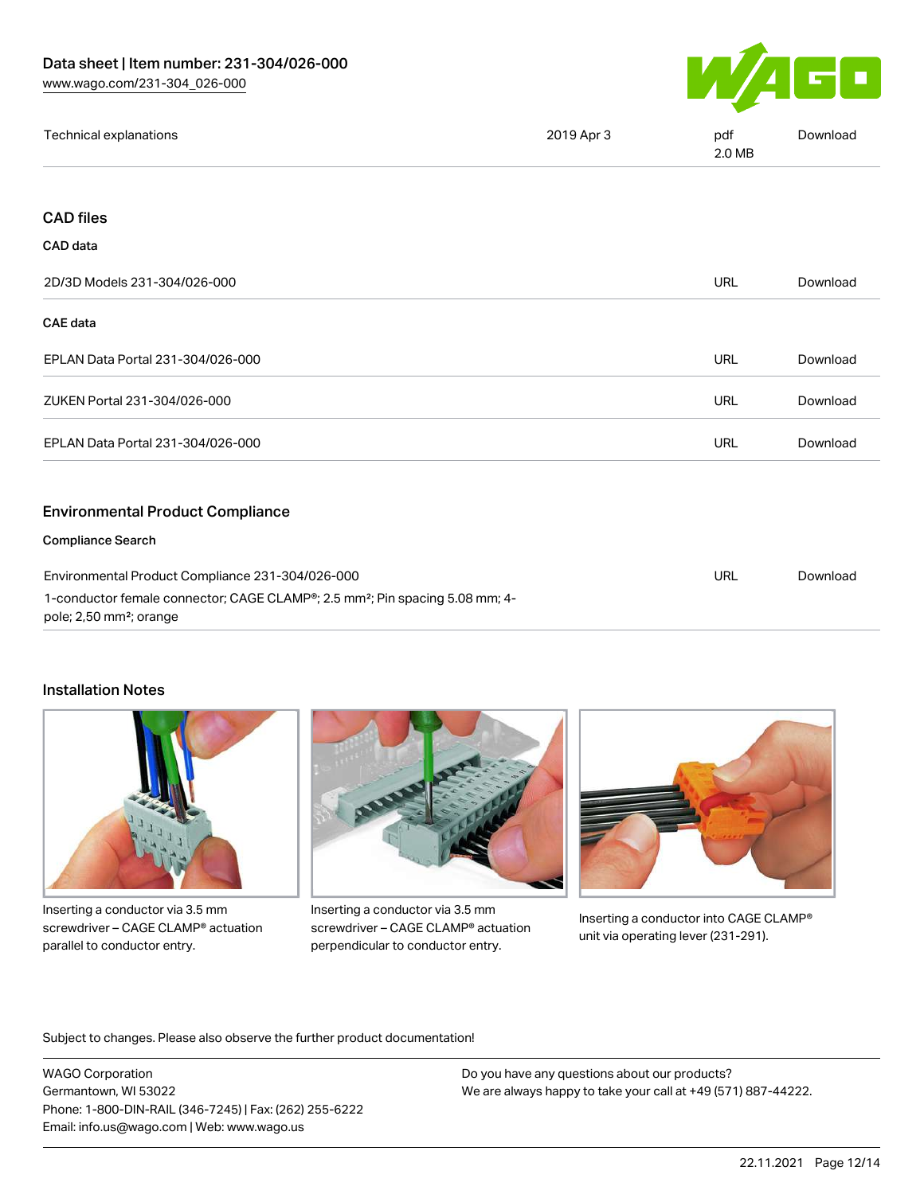| Technical explanations | 2019 Apr 3 | pdf 2.0 MB | Download |
|---|---|---|---|

## CAD files

### CAD data

| 2D/3D Models 231-304/026-000 | URL | Download |
|---|---|---|

### CAE data

| EPLAN Data Portal 231-304/026-000 | URL | Download |
|---|---|---|
| ZUKEN Portal 231-304/026-000 | URL | Download |
| EPLAN Data Portal 231-304/026-000 | URL | Download |

## Environmental Product Compliance

### Compliance Search

| Environmental Product Compliance 231-304/026-000<br>1-conductor female connector; CAGE CLAMP®; 2.5 mm²; Pin spacing 5.08 mm; 4-pole; 2,50 mm²; orange | URL | Download |
|---|---|---|

## Installation Notes

Inserting a conductor via 3.5 mm screwdriver – CAGE CLAMP® actuation parallel to conductor entry.

Inserting a conductor via 3.5 mm screwdriver – CAGE CLAMP® actuation perpendicular to conductor entry.

Inserting a conductor into CAGE CLAMP® unit via operating lever (231-291).

Subject to changes. Please also observe the further product documentation!

WAGO Corporation
Germantown, WI 53022
Phone: 1-800-DIN-RAIL (346-7245) | Fax: (262) 255-6222
Email: info.us@wago.com | Web: www.wago.us

Do you have any questions about our products?
We are always happy to take your call at +49 (571) 887-44222.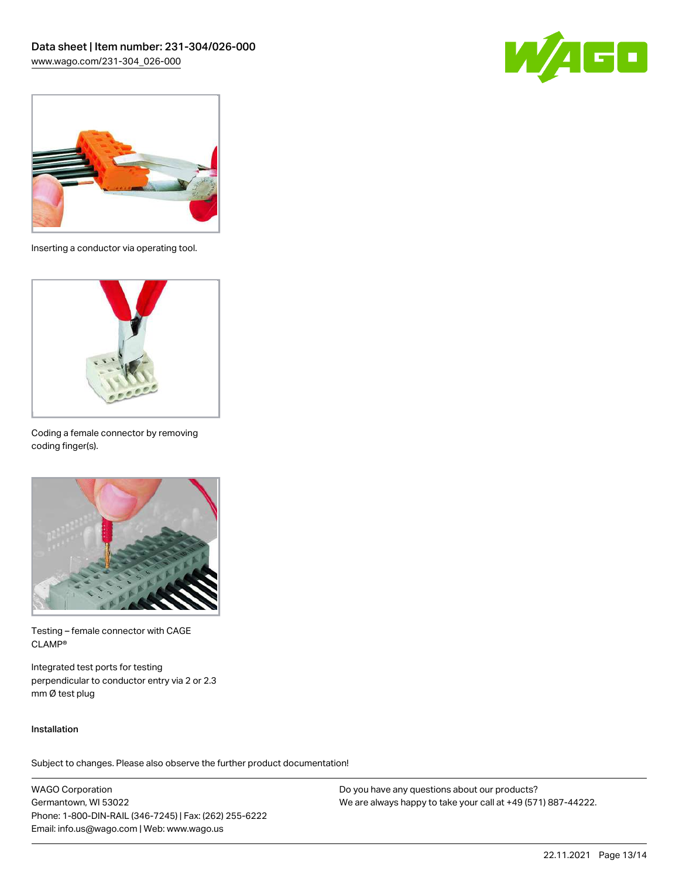Inserting a conductor via operating tool.

Coding a female connector by removing coding finger(s).

Testing – female connector with CAGE CLAMP®

Integrated test ports for testing perpendicular to conductor entry via 2 or 2.3 mm Ø test plug

Installation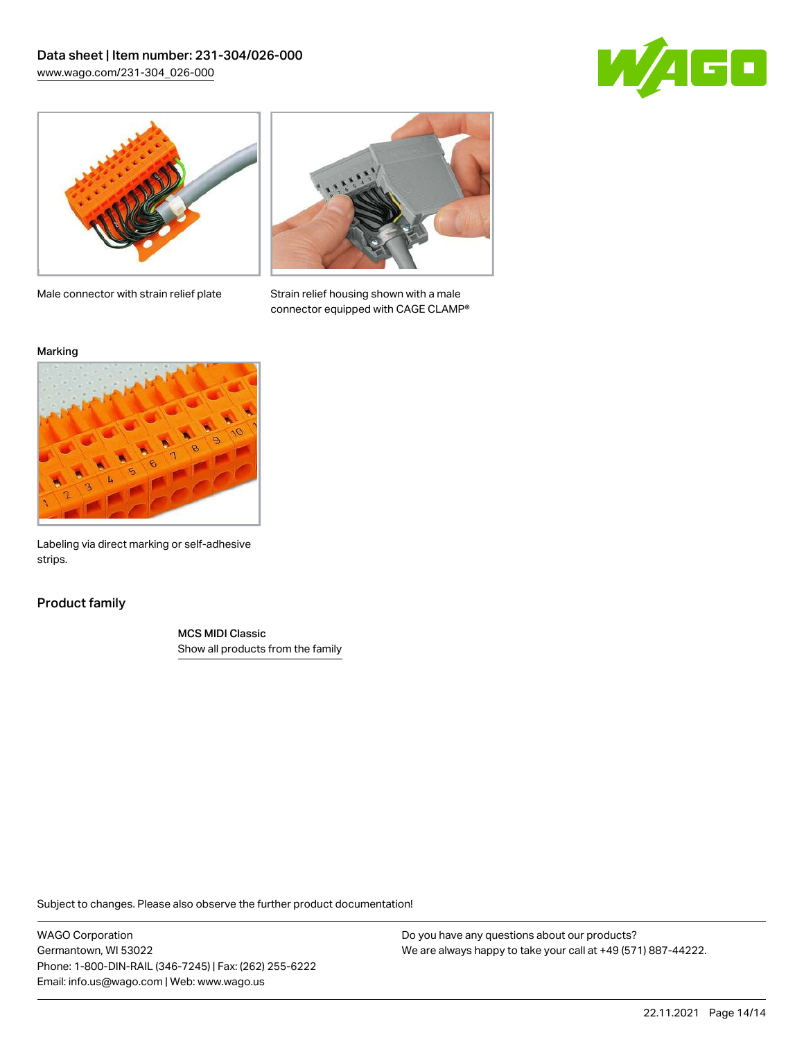Male connector with strain relief plate

Strain relief housing shown with a male connector equipped with CAGE CLAMP®

Marking

Labeling via direct marking or self-adhesive strips.

## Product family

MCS MIDI Classic
Show all products from the family

Subject to changes. Please also observe the further product documentation!

WAGO Corporation
Germantown, WI 53022
Phone: 1-800-DIN-RAIL (346-7245) | Fax: (262) 255-6222
Email: info.us@wago.com | Web: www.wago.us

Do you have any questions about our products?
We are always happy to take your call at +49 (571) 887-44222.